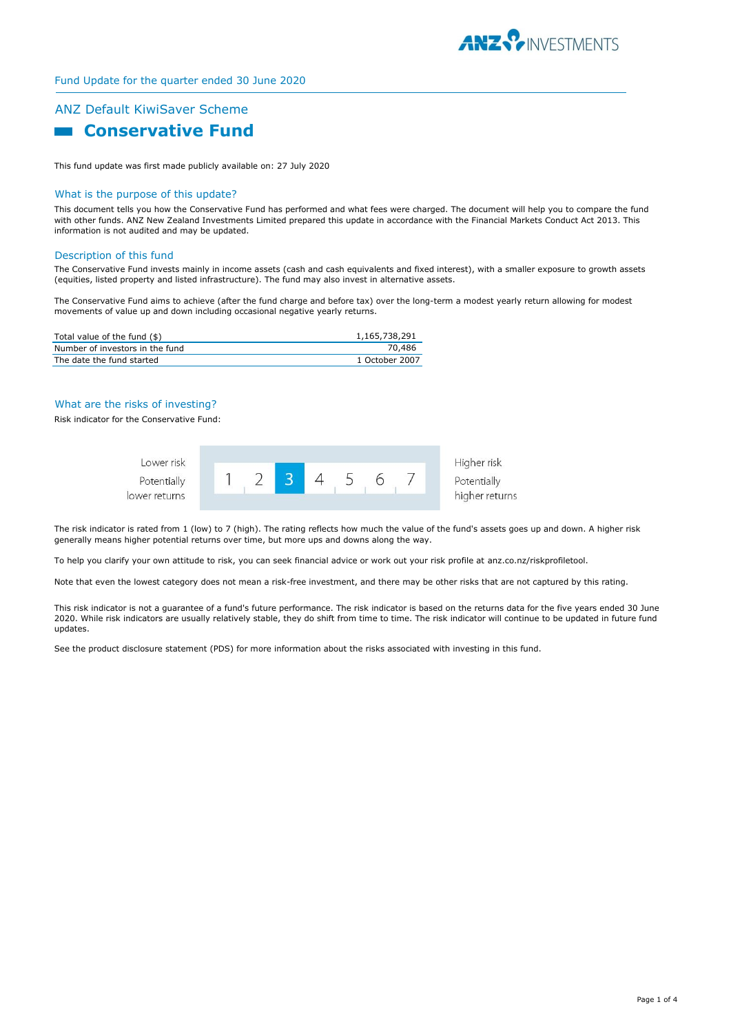Fund Update for the quarter ended 30 June 2020

# ANZ Default KiwiSaver Scheme

## Conservative Fund

This fund update was first made publicly available on: 27 July 2020

### What is the purpose of this update?

This document tells you how the Conservative Fund has performed and what fees were charged. The document will help you to compare the fund with other funds. ANZ New Zealand Investments Limited prepared this update in accordance with the Financial Markets Conduct Act 2013. This information is not audited and may be updated.

### Description of this fund

The Conservative Fund invests mainly in income assets (cash and cash equivalents and fixed interest), with a smaller exposure to growth assets (equities, listed property and listed infrastructure). The fund may also invest in alternative assets.

The Conservative Fund aims to achieve (after the fund charge and before tax) over the long-term a modest yearly return allowing for modest movements of value up and down including occasional negative yearly returns.

| | |
|---|---|
| Total value of the fund ($) | 1,165,738,291 |
| Number of investors in the fund | 70,486 |
| The date the fund started | 1 October 2007 |

### What are the risks of investing?

Risk indicator for the Conservative Fund:

| Lower risk<br>Potentially lower returns | 1 | 2 | **3** | 4 | 5 | 6 | 7 | Higher risk<br>Potentially higher returns |
|---|---|---|---|---|---|---|---|---|

The risk indicator is rated from 1 (low) to 7 (high). The rating reflects how much the value of the fund's assets goes up and down. A higher risk generally means higher potential returns over time, but more ups and downs along the way.

To help you clarify your own attitude to risk, you can seek financial advice or work out your risk profile at anz.co.nz/riskprofiletool.

Note that even the lowest category does not mean a risk-free investment, and there may be other risks that are not captured by this rating.

This risk indicator is not a guarantee of a fund's future performance. The risk indicator is based on the returns data for the five years ended 30 June 2020. While risk indicators are usually relatively stable, they do shift from time to time. The risk indicator will continue to be updated in future fund updates.

See the product disclosure statement (PDS) for more information about the risks associated with investing in this fund.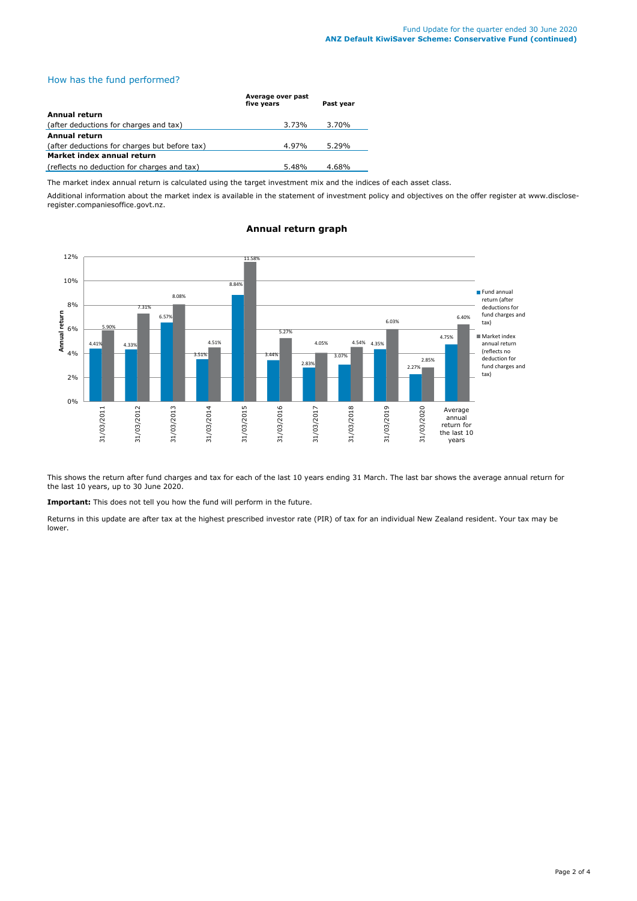## How has the fund performed?

| | Average over past five years | Past year |
|---|---|---|
| **Annual return** | | |
| (after deductions for charges and tax) | 3.73% | 3.70% |
| **Annual return** | | |
| (after deductions for charges but before tax) | 4.97% | 5.29% |
| **Market index annual return** | | |
| (reflects no deduction for charges and tax) | 5.48% | 4.68% |

The market index annual return is calculated using the target investment mix and the indices of each asset class.

Additional information about the market index is available in the statement of investment policy and objectives on the offer register at www.disclose-register.companiesoffice.govt.nz.

### Annual return graph

| | Fund annual return (after deductions for fund charges and tax) | Market index annual return (reflects no deduction for fund charges and tax) |
|---|---|---|
| 31/03/2011 | 4.41% | 5.90% |
| 31/03/2012 | 4.33% | 7.31% |
| 31/03/2013 | 6.57% | 8.08% |
| 31/03/2014 | 3.51% | 4.51% |
| 31/03/2015 | 8.84% | 11.58% |
| 31/03/2016 | 3.44% | 5.27% |
| 31/03/2017 | 2.83% | 4.05% |
| 31/03/2018 | 3.07% | 4.54% |
| 31/03/2019 | 4.35% | 6.03% |
| 31/03/2020 | 2.27% | 2.85% |
| Average annual return for the last 10 years | 4.75% | 6.40% |

This shows the return after fund charges and tax for each of the last 10 years ending 31 March. The last bar shows the average annual return for the last 10 years, up to 30 June 2020.

**Important:** This does not tell you how the fund will perform in the future.

Returns in this update are after tax at the highest prescribed investor rate (PIR) of tax for an individual New Zealand resident. Your tax may be lower.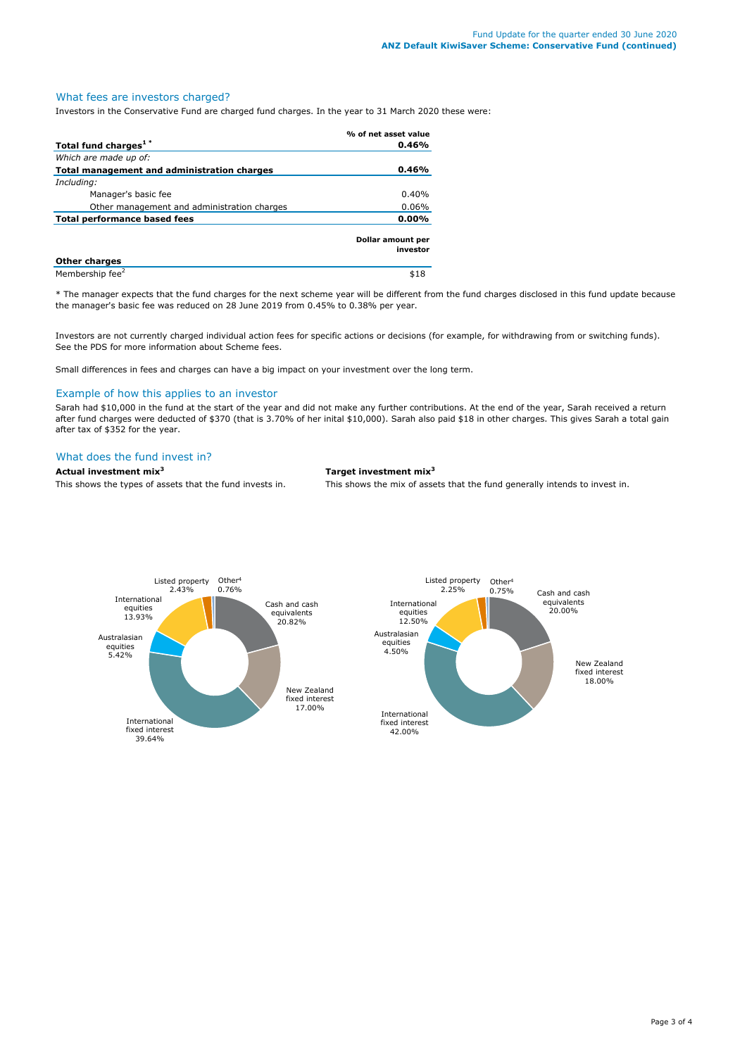## What fees are investors charged?

Investors in the Conservative Fund are charged fund charges. In the year to 31 March 2020 these were:

| | % of net asset value |
|---|---|
| **Total fund charges[1] \*** | **0.46%** |
| *Which are made up of:* | |
| **Total management and administration charges** | **0.46%** |
| *Including:* | |
| Manager's basic fee | 0.40% |
| Other management and administration charges | 0.06% |
| **Total performance based fees** | **0.00%** |
| | **Dollar amount per investor** |
| **Other charges** | |
| Membership fee[2] | $18 |

\* The manager expects that the fund charges for the next scheme year will be different from the fund charges disclosed in this fund update because the manager's basic fee was reduced on 28 June 2019 from 0.45% to 0.38% per year.

Investors are not currently charged individual action fees for specific actions or decisions (for example, for withdrawing from or switching funds). See the PDS for more information about Scheme fees.

Small differences in fees and charges can have a big impact on your investment over the long term.

## Example of how this applies to an investor

Sarah had $10,000 in the fund at the start of the year and did not make any further contributions. At the end of the year, Sarah received a return after fund charges were deducted of $370 (that is 3.70% of her inital $10,000). Sarah also paid $18 in other charges. This gives Sarah a total gain after tax of $352 for the year.

## What does the fund invest in?

**Actual investment mix[3]**

This shows the types of assets that the fund invests in.

| Asset | Actual |
|---|---|
| Cash and cash equivalents | 20.82% |
| New Zealand fixed interest | 17.00% |
| International fixed interest | 39.64% |
| Australasian equities | 5.42% |
| International equities | 13.93% |
| Listed property | 2.43% |
| Other[4] | 0.76% |

**Target investment mix[3]**

This shows the mix of assets that the fund generally intends to invest in.

| Asset | Target |
|---|---|
| Cash and cash equivalents | 20.00% |
| New Zealand fixed interest | 18.00% |
| International fixed interest | 42.00% |
| Australasian equities | 4.50% |
| International equities | 12.50% |
| Listed property | 2.25% |
| Other[4] | 0.75% |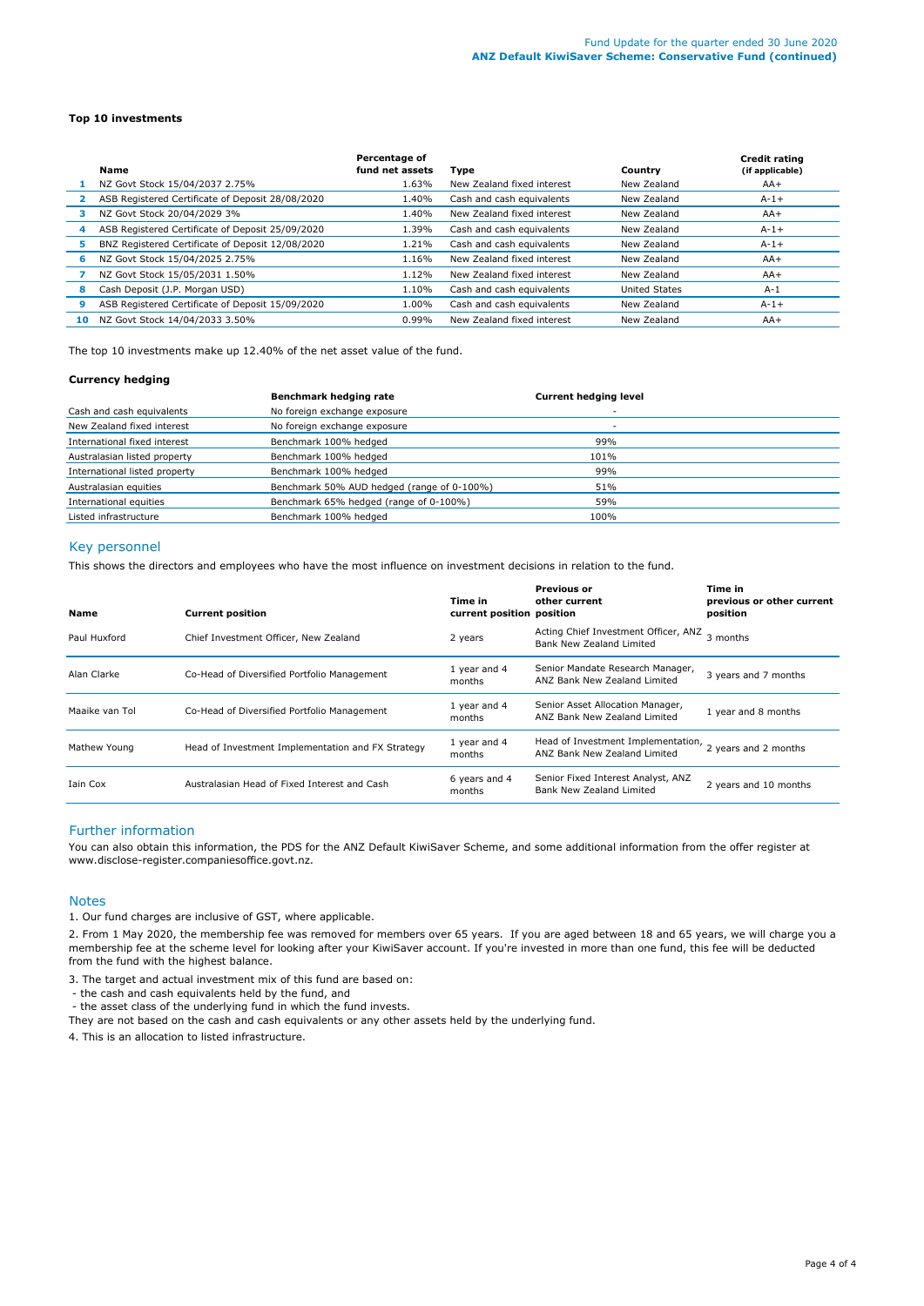### Top 10 investments

| | Name | Percentage of fund net assets | Type | Country | Credit rating (if applicable) |
|---|---|---|---|---|---|
| 1 | NZ Govt Stock 15/04/2037 2.75% | 1.63% | New Zealand fixed interest | New Zealand | AA+ |
| 2 | ASB Registered Certificate of Deposit 28/08/2020 | 1.40% | Cash and cash equivalents | New Zealand | A-1+ |
| 3 | NZ Govt Stock 20/04/2029 3% | 1.40% | New Zealand fixed interest | New Zealand | AA+ |
| 4 | ASB Registered Certificate of Deposit 25/09/2020 | 1.39% | Cash and cash equivalents | New Zealand | A-1+ |
| 5 | BNZ Registered Certificate of Deposit 12/08/2020 | 1.21% | Cash and cash equivalents | New Zealand | A-1+ |
| 6 | NZ Govt Stock 15/04/2025 2.75% | 1.16% | New Zealand fixed interest | New Zealand | AA+ |
| 7 | NZ Govt Stock 15/05/2031 1.50% | 1.12% | New Zealand fixed interest | New Zealand | AA+ |
| 8 | Cash Deposit (J.P. Morgan USD) | 1.10% | Cash and cash equivalents | United States | A-1 |
| 9 | ASB Registered Certificate of Deposit 15/09/2020 | 1.00% | Cash and cash equivalents | New Zealand | A-1+ |
| 10 | NZ Govt Stock 14/04/2033 3.50% | 0.99% | New Zealand fixed interest | New Zealand | AA+ |

The top 10 investments make up 12.40% of the net asset value of the fund.

### Currency hedging

| | Benchmark hedging rate | Current hedging level |
|---|---|---|
| Cash and cash equivalents | No foreign exchange exposure | - |
| New Zealand fixed interest | No foreign exchange exposure | - |
| International fixed interest | Benchmark 100% hedged | 99% |
| Australasian listed property | Benchmark 100% hedged | 101% |
| International listed property | Benchmark 100% hedged | 99% |
| Australasian equities | Benchmark 50% AUD hedged (range of 0-100%) | 51% |
| International equities | Benchmark 65% hedged (range of 0-100%) | 59% |
| Listed infrastructure | Benchmark 100% hedged | 100% |

## Key personnel

This shows the directors and employees who have the most influence on investment decisions in relation to the fund.

| Name | Current position | Time in current position | Previous or other current position | Time in previous or other current position |
|---|---|---|---|---|
| Paul Huxford | Chief Investment Officer, New Zealand | 2 years | Acting Chief Investment Officer, ANZ Bank New Zealand Limited | 3 months |
| Alan Clarke | Co-Head of Diversified Portfolio Management | 1 year and 4 months | Senior Mandate Research Manager, ANZ Bank New Zealand Limited | 3 years and 7 months |
| Maaike van Tol | Co-Head of Diversified Portfolio Management | 1 year and 4 months | Senior Asset Allocation Manager, ANZ Bank New Zealand Limited | 1 year and 8 months |
| Mathew Young | Head of Investment Implementation and FX Strategy | 1 year and 4 months | Head of Investment Implementation, ANZ Bank New Zealand Limited | 2 years and 2 months |
| Iain Cox | Australasian Head of Fixed Interest and Cash | 6 years and 4 months | Senior Fixed Interest Analyst, ANZ Bank New Zealand Limited | 2 years and 10 months |

## Further information

You can also obtain this information, the PDS for the ANZ Default KiwiSaver Scheme, and some additional information from the offer register at www.disclose-register.companiesoffice.govt.nz.

## Notes

1. Our fund charges are inclusive of GST, where applicable.

2. From 1 May 2020, the membership fee was removed for members over 65 years. If you are aged between 18 and 65 years, we will charge you a membership fee at the scheme level for looking after your KiwiSaver account. If you're invested in more than one fund, this fee will be deducted from the fund with the highest balance.

3. The target and actual investment mix of this fund are based on:
- the cash and cash equivalents held by the fund, and
- the asset class of the underlying fund in which the fund invests.

They are not based on the cash and cash equivalents or any other assets held by the underlying fund.

4. This is an allocation to listed infrastructure.